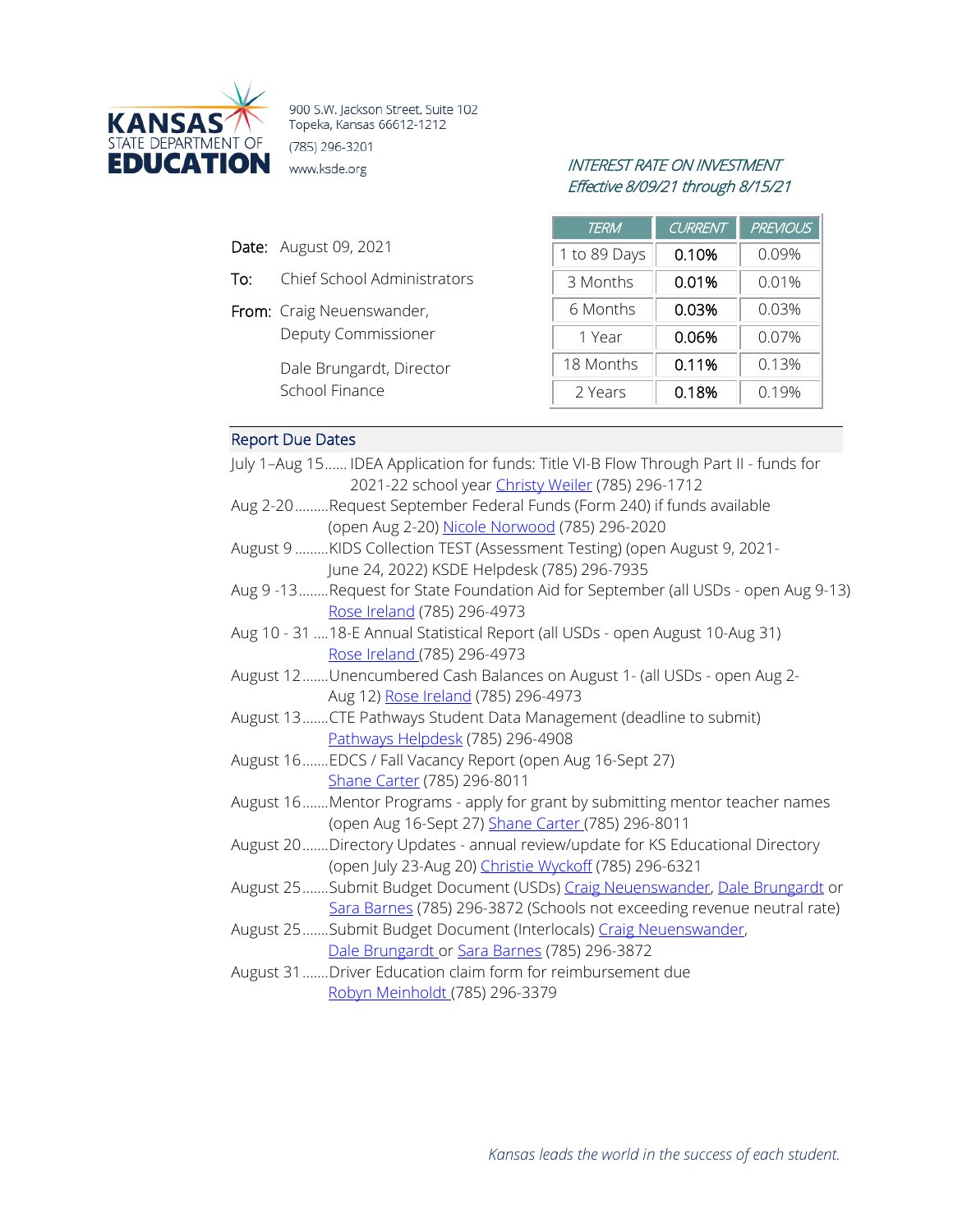**KANSAS STATE DEPARTMENT OF EDUCATION**

900 S.W. Jackson Street, Suite 102
Topeka, Kansas 66612-1212
(785) 296-3201
www.ksde.org

*INTEREST RATE ON INVESTMENT*
*Effective 8/09/21 through 8/15/21*

| TERM | CURRENT | PREVIOUS |
|---|---|---|
| 1 to 89 Days | 0.10% | 0.09% |
| 3 Months | 0.01% | 0.01% |
| 6 Months | 0.03% | 0.03% |
| 1 Year | 0.06% | 0.07% |
| 18 Months | 0.11% | 0.13% |
| 2 Years | 0.18% | 0.19% |

**Date:** August 09, 2021

**To:** Chief School Administrators

**From:** Craig Neuenswander, Deputy Commissioner

Dale Brungardt, Director School Finance

## Report Due Dates

- July 1–Aug 15...... IDEA Application for funds: Title VI-B Flow Through Part II - funds for 2021-22 school year Christy Weiler (785) 296-1712
- Aug 2-20.........Request September Federal Funds (Form 240) if funds available (open Aug 2-20) Nicole Norwood (785) 296-2020
- August 9 .........KIDS Collection TEST (Assessment Testing) (open August 9, 2021-June 24, 2022) KSDE Helpdesk (785) 296-7935
- Aug 9 -13........Request for State Foundation Aid for September (all USDs - open Aug 9-13) Rose Ireland (785) 296-4973
- Aug 10 - 31 ....18-E Annual Statistical Report (all USDs - open August 10-Aug 31) Rose Ireland (785) 296-4973
- August 12.......Unencumbered Cash Balances on August 1- (all USDs - open Aug 2-Aug 12) Rose Ireland (785) 296-4973
- August 13.......CTE Pathways Student Data Management (deadline to submit) Pathways Helpdesk (785) 296-4908
- August 16.......EDCS / Fall Vacancy Report (open Aug 16-Sept 27) Shane Carter (785) 296-8011
- August 16.......Mentor Programs - apply for grant by submitting mentor teacher names (open Aug 16-Sept 27) Shane Carter (785) 296-8011
- August 20.......Directory Updates - annual review/update for KS Educational Directory (open July 23-Aug 20) Christie Wyckoff (785) 296-6321
- August 25.......Submit Budget Document (USDs) Craig Neuenswander, Dale Brungardt or Sara Barnes (785) 296-3872 (Schools not exceeding revenue neutral rate)
- August 25.......Submit Budget Document (Interlocals) Craig Neuenswander, Dale Brungardt or Sara Barnes (785) 296-3872
- August 31.......Driver Education claim form for reimbursement due Robyn Meinholdt (785) 296-3379

*Kansas leads the world in the success of each student.*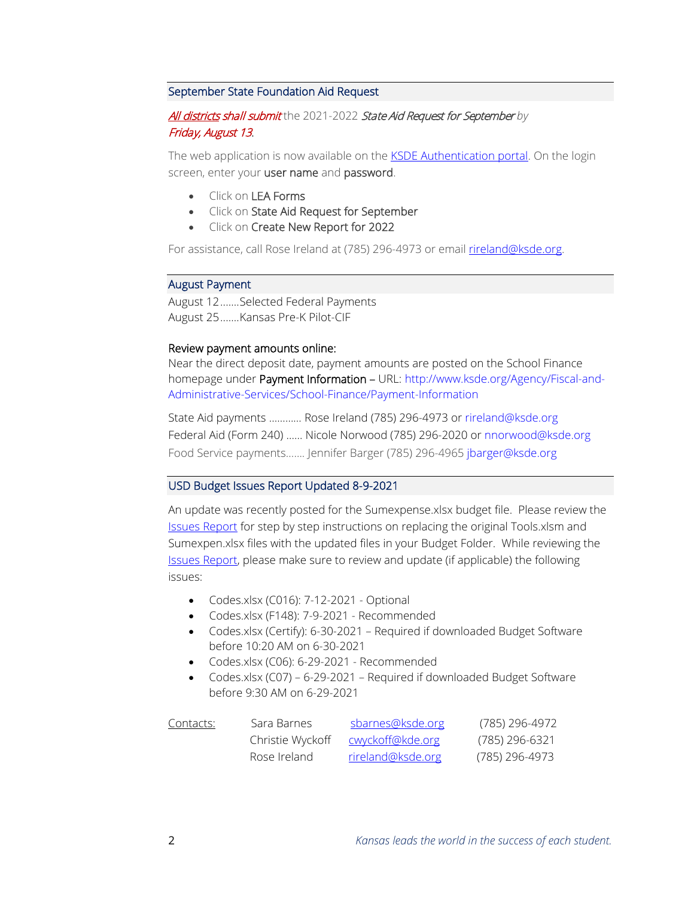## September State Foundation Aid Request

***All districts shall submit*** the 2021-2022 ***State Aid Request for September*** by ***Friday, August 13***.

The web application is now available on the KSDE Authentication portal. On the login screen, enter your **user name** and **password**.

- Click on **LEA Forms**
- Click on **State Aid Request for September**
- Click on **Create New Report for 2022**

For assistance, call Rose Ireland at (785) 296-4973 or email rireland@ksde.org.

## August Payment

August 12.......Selected Federal Payments
August 25.......Kansas Pre-K Pilot-CIF

**Review payment amounts online:**
Near the direct deposit date, payment amounts are posted on the School Finance homepage under **Payment Information** – URL: http://www.ksde.org/Agency/Fiscal-and-Administrative-Services/School-Finance/Payment-Information

State Aid payments ............ Rose Ireland (785) 296-4973 or rireland@ksde.org
Federal Aid (Form 240) ...... Nicole Norwood (785) 296-2020 or nnorwood@ksde.org
Food Service payments....... Jennifer Barger (785) 296-4965 jbarger@ksde.org

## USD Budget Issues Report Updated 8-9-2021

An update was recently posted for the Sumexpense.xlsx budget file. Please review the Issues Report for step by step instructions on replacing the original Tools.xlsm and Sumexpen.xlsx files with the updated files in your Budget Folder. While reviewing the Issues Report, please make sure to review and update (if applicable) the following issues:

- Codes.xlsx (C016): 7-12-2021 - Optional
- Codes.xlsx (F148): 7-9-2021 - Recommended
- Codes.xlsx (Certify): 6-30-2021 – Required if downloaded Budget Software before 10:20 AM on 6-30-2021
- Codes.xlsx (C06): 6-29-2021 - Recommended
- Codes.xlsx (C07) – 6-29-2021 – Required if downloaded Budget Software before 9:30 AM on 6-29-2021

| Contacts: | | | |
|---|---|---|---|
| | Sara Barnes | sbarnes@ksde.org | (785) 296-4972 |
| | Christie Wyckoff | cwyckoff@kde.org | (785) 296-6321 |
| | Rose Ireland | rireland@ksde.org | (785) 296-4973 |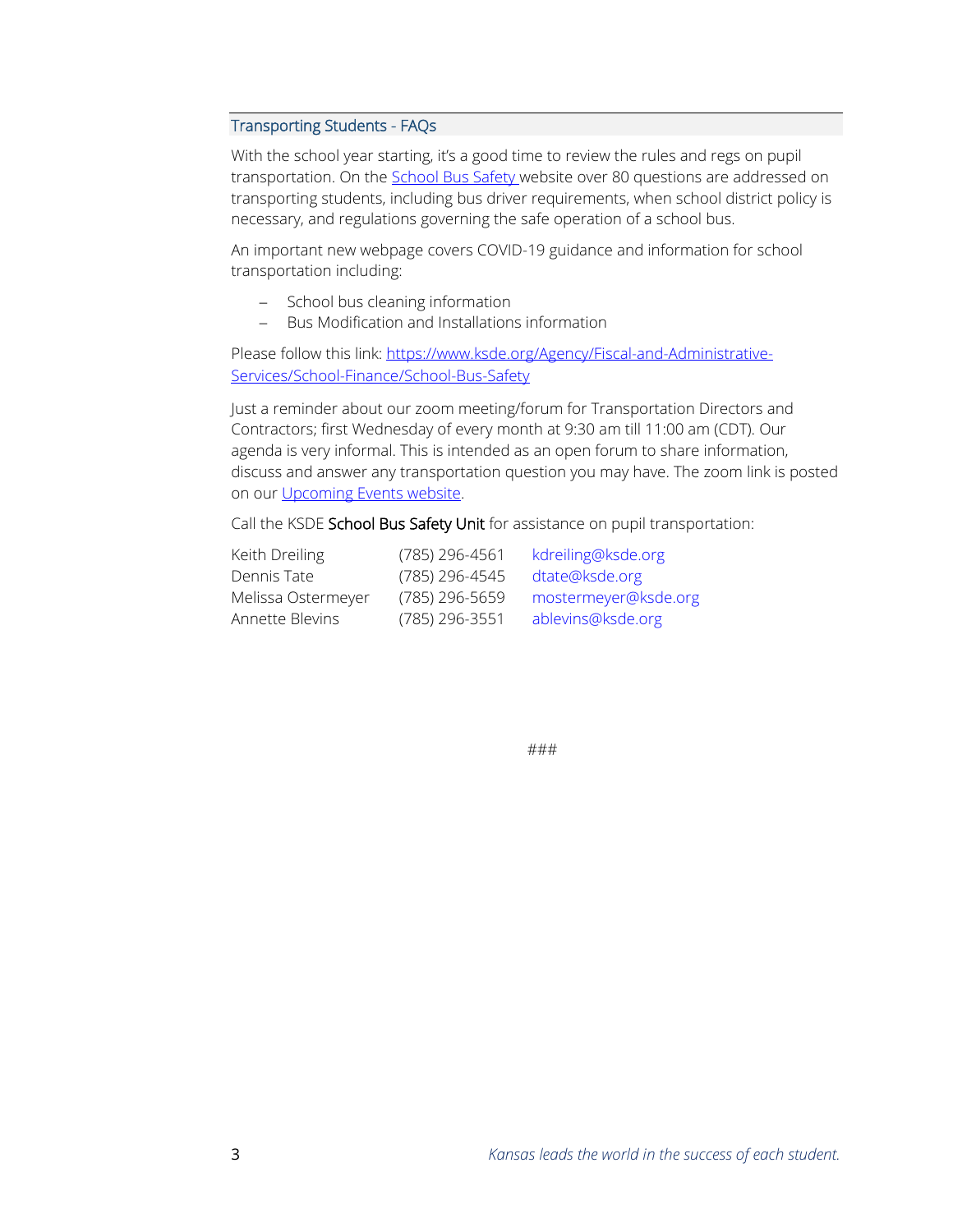## Transporting Students - FAQs

With the school year starting, it's a good time to review the rules and regs on pupil transportation. On the [School Bus Safety](https://www.ksde.org/Agency/Fiscal-and-Administrative-Services/School-Finance/School-Bus-Safety) website over 80 questions are addressed on transporting students, including bus driver requirements, when school district policy is necessary, and regulations governing the safe operation of a school bus.

An important new webpage covers COVID-19 guidance and information for school transportation including:

- School bus cleaning information
- Bus Modification and Installations information

Please follow this link: https://www.ksde.org/Agency/Fiscal-and-Administrative-Services/School-Finance/School-Bus-Safety

Just a reminder about our zoom meeting/forum for Transportation Directors and Contractors; first Wednesday of every month at 9:30 am till 11:00 am (CDT). Our agenda is very informal. This is intended as an open forum to share information, discuss and answer any transportation question you may have. The zoom link is posted on our Upcoming Events website.

Call the KSDE **School Bus Safety Unit** for assistance on pupil transportation:

| | | |
|---|---|---|
| Keith Dreiling | (785) 296-4561 | kdreiling@ksde.org |
| Dennis Tate | (785) 296-4545 | dtate@ksde.org |
| Melissa Ostermeyer | (785) 296-5659 | mostermeyer@ksde.org |
| Annette Blevins | (785) 296-3551 | ablevins@ksde.org |

###